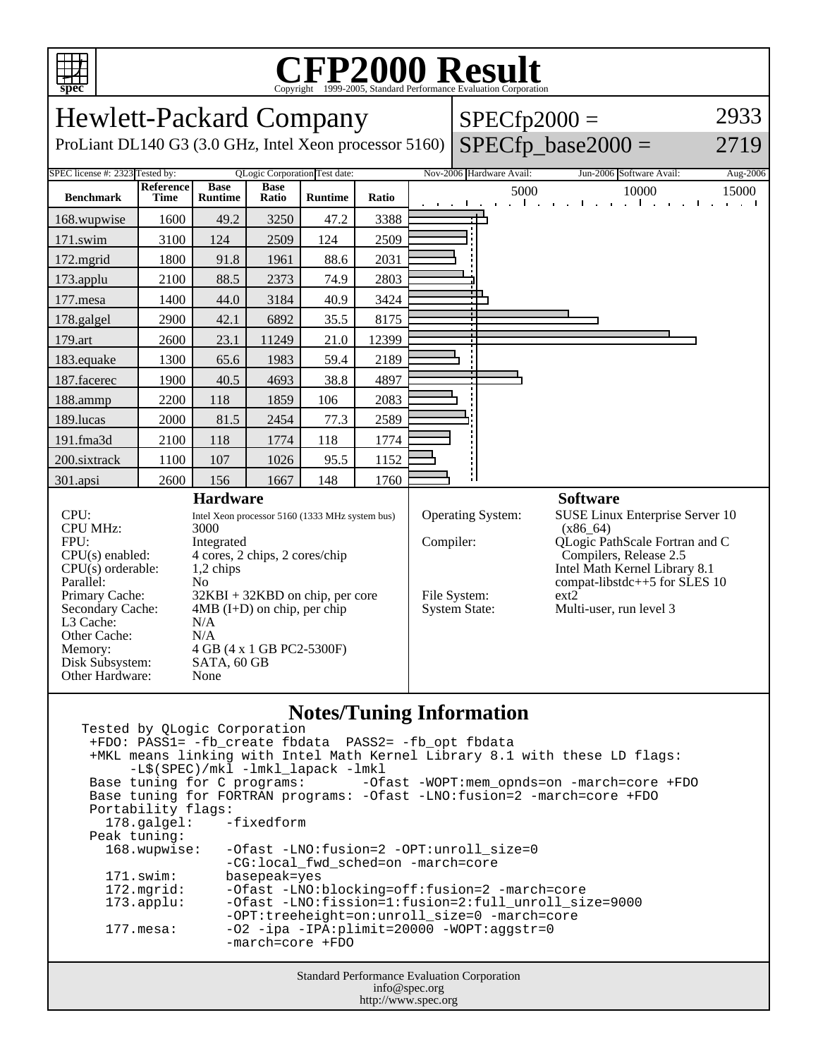# CFP2000 Result

Copyright 1999-2005, Standard Performance Evaluation Corporation

## Hewlett-Packard Company

ProLiant DL140 G3 (3.0 GHz, Intel Xeon processor 5160)

SPECfp2000 = 2933

SPECfp_base2000 = 2719

SPEC license #: 2323 | Tested by: QLogic Corporation | Test date: Nov-2006 | Hardware Avail: Jun-2006 | Software Avail: Aug-2006

| Benchmark | Reference Time | Base Runtime | Base Ratio | Runtime | Ratio |
|---|---|---|---|---|---|
| 168.wupwise | 1600 | 49.2 | 3250 | 47.2 | 3388 |
| 171.swim | 3100 | 124 | 2509 | 124 | 2509 |
| 172.mgrid | 1800 | 91.8 | 1961 | 88.6 | 2031 |
| 173.applu | 2100 | 88.5 | 2373 | 74.9 | 2803 |
| 177.mesa | 1400 | 44.0 | 3184 | 40.9 | 3424 |
| 178.galgel | 2900 | 42.1 | 6892 | 35.5 | 8175 |
| 179.art | 2600 | 23.1 | 11249 | 21.0 | 12399 |
| 183.equake | 1300 | 65.6 | 1983 | 59.4 | 2189 |
| 187.facerec | 1900 | 40.5 | 4693 | 38.8 | 4897 |
| 188.ammp | 2200 | 118 | 1859 | 106 | 2083 |
| 189.lucas | 2000 | 81.5 | 2454 | 77.3 | 2589 |
| 191.fma3d | 2100 | 118 | 1774 | 118 | 1774 |
| 200.sixtrack | 1100 | 107 | 1026 | 95.5 | 1152 |
| 301.apsi | 2600 | 156 | 1667 | 148 | 1760 |

### Hardware

| | |
|---|---|
| CPU: | Intel Xeon processor 5160 (1333 MHz system bus) |
| CPU MHz: | 3000 |
| FPU: | Integrated |
| CPU(s) enabled: | 4 cores, 2 chips, 2 cores/chip |
| CPU(s) orderable: | 1,2 chips |
| Parallel: | No |
| Primary Cache: | 32KBI + 32KBD on chip, per core |
| Secondary Cache: | 4MB (I+D) on chip, per chip |
| L3 Cache: | N/A |
| Other Cache: | N/A |
| Memory: | 4 GB (4 x 1 GB PC2-5300F) |
| Disk Subsystem: | SATA, 60 GB |
| Other Hardware: | None |

### Software

| | |
|---|---|
| Operating System: | SUSE Linux Enterprise Server 10 (x86_64) |
| Compiler: | QLogic PathScale Fortran and C Compilers, Release 2.5<br>Intel Math Kernel Library 8.1<br>compat-libstdc++5 for SLES 10 |
| File System: | ext2 |
| System State: | Multi-user, run level 3 |

### Notes/Tuning Information

```
Tested by QLogic Corporation
 +FDO: PASS1= -fb_create fbdata  PASS2= -fb_opt fbdata
 +MKL means linking with Intel Math Kernel Library 8.1 with these LD flags:
     -L$(SPEC)/mkl -lmkl_lapack -lmkl
 Base tuning for C programs:       -Ofast -WOPT:mem_opnds=on -march=core +FDO
 Base tuning for FORTRAN programs: -Ofast -LNO:fusion=2 -march=core +FDO
 Portability flags:
   178.galgel:    -fixedform
 Peak tuning:
   168.wupwise:   -Ofast -LNO:fusion=2 -OPT:unroll_size=0
                  -CG:local_fwd_sched=on -march=core
   171.swim:      basepeak=yes
   172.mgrid:     -Ofast -LNO:blocking=off:fusion=2 -march=core
   173.applu:     -Ofast -LNO:fission=1:fusion=2:full_unroll_size=9000
                  -OPT:treeheight=on:unroll_size=0 -march=core
   177.mesa:      -O2 -ipa -IPA:plimit=20000 -WOPT:aggstr=0
                  -march=core +FDO
```

Standard Performance Evaluation Corporation
info@spec.org
http://www.spec.org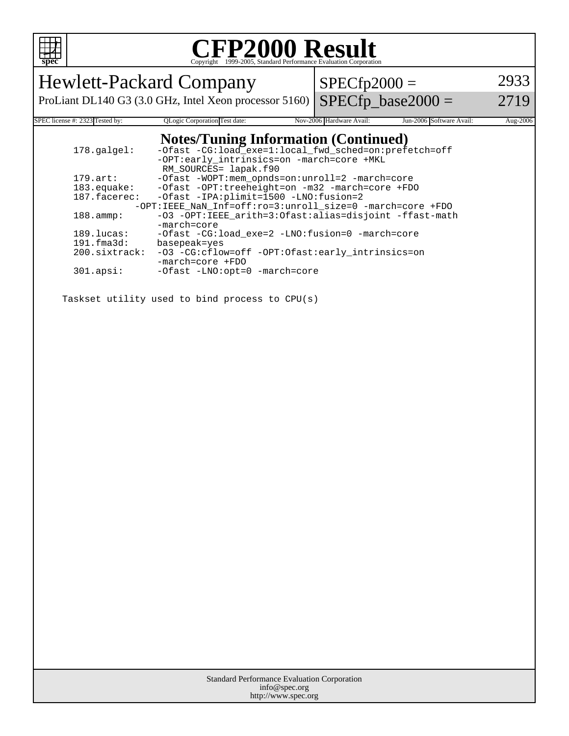# CFP2000 Result

Copyright 1999-2005, Standard Performance Evaluation Corporation

## Hewlett-Packard Company

ProLiant DL140 G3 (3.0 GHz, Intel Xeon processor 5160)

SPECfp2000 = 2933

SPECfp_base2000 = 2719

SPEC license #: 2323 Tested by: QLogic Corporation Test date: Nov-2006 Hardware Avail: Jun-2006 Software Avail: Aug-2006

### Notes/Tuning Information (Continued)

```
    178.galgel:    -Ofast -CG:load_exe=1:local_fwd_sched=on:prefetch=off
                   -OPT:early_intrinsics=on -march=core +MKL
                    RM_SOURCES= lapak.f90
    179.art:       -Ofast -WOPT:mem_opnds=on:unroll=2 -march=core
    183.equake:    -Ofast -OPT:treeheight=on -m32 -march=core +FDO
    187.facerec:   -Ofast -IPA:plimit=1500 -LNO:fusion=2
               -OPT:IEEE_NaN_Inf=off:ro=3:unroll_size=0 -march=core +FDO
    188.ammp:      -O3 -OPT:IEEE_arith=3:Ofast:alias=disjoint -ffast-math
                   -march=core
    189.lucas:     -Ofast -CG:load_exe=2 -LNO:fusion=0 -march=core
    191.fma3d:     basepeak=yes
    200.sixtrack:  -O3 -CG:cflow=off -OPT:Ofast:early_intrinsics=on
                   -march=core +FDO
    301.apsi:      -Ofast -LNO:opt=0 -march=core


  Taskset utility used to bind process to CPU(s)
```

Standard Performance Evaluation Corporation
info@spec.org
http://www.spec.org